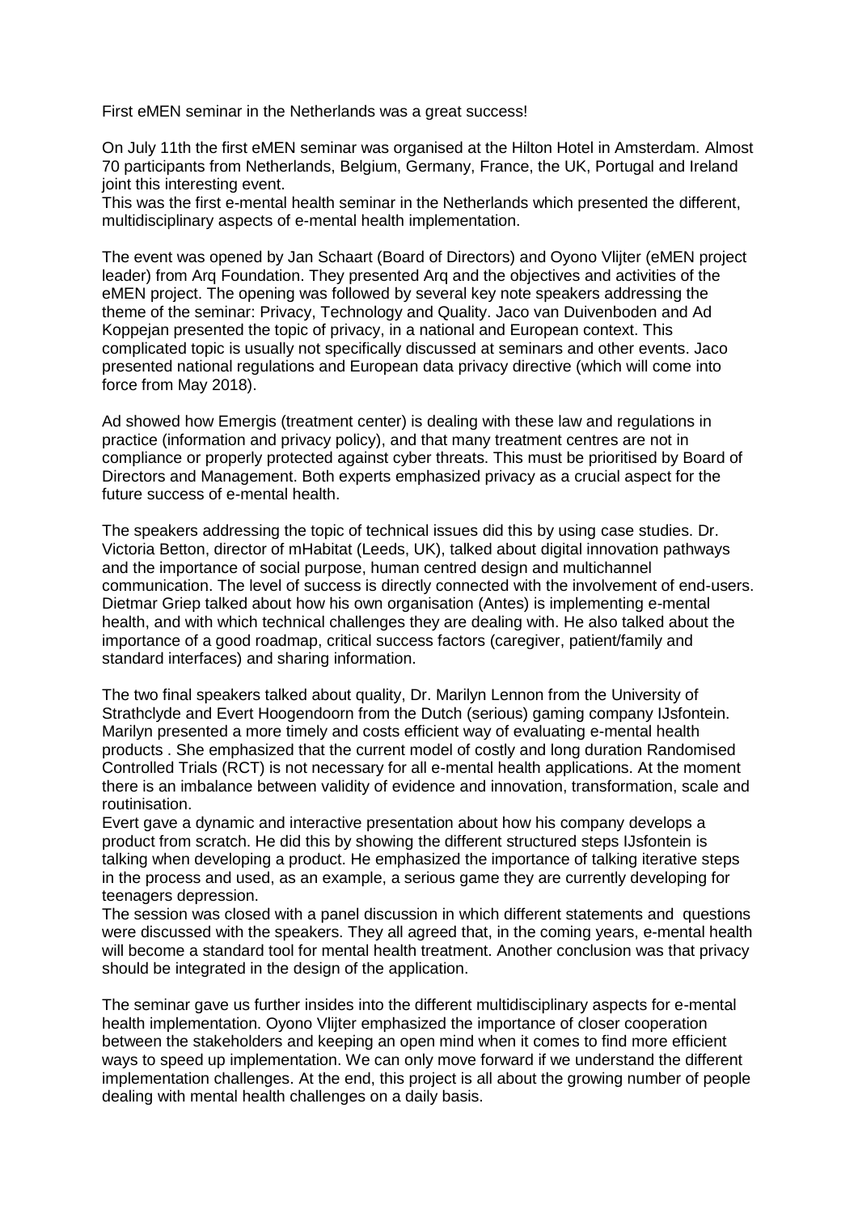First eMEN seminar in the Netherlands was a great success!

On July 11th the first eMEN seminar was organised at the Hilton Hotel in Amsterdam. Almost 70 participants from Netherlands, Belgium, Germany, France, the UK, Portugal and Ireland joint this interesting event.
This was the first e-mental health seminar in the Netherlands which presented the different, multidisciplinary aspects of e-mental health implementation.

The event was opened by Jan Schaart (Board of Directors) and Oyono Vlijter (eMEN project leader) from Arq Foundation. They presented Arq and the objectives and activities of the eMEN project. The opening was followed by several key note speakers addressing the theme of the seminar: Privacy, Technology and Quality. Jaco van Duivenboden and Ad Koppejan presented the topic of privacy, in a national and European context. This complicated topic is usually not specifically discussed at seminars and other events. Jaco presented national regulations and European data privacy directive (which will come into force from May 2018).

Ad showed how Emergis (treatment center) is dealing with these law and regulations in practice (information and privacy policy), and that many treatment centres are not in compliance or properly protected against cyber threats. This must be prioritised by Board of Directors and Management. Both experts emphasized privacy as a crucial aspect for the future success of e-mental health.

The speakers addressing the topic of technical issues did this by using case studies. Dr. Victoria Betton, director of mHabitat (Leeds, UK), talked about digital innovation pathways and the importance of social purpose, human centred design and multichannel communication. The level of success is directly connected with the involvement of end-users. Dietmar Griep talked about how his own organisation (Antes) is implementing e-mental health, and with which technical challenges they are dealing with. He also talked about the importance of a good roadmap, critical success factors (caregiver, patient/family and standard interfaces) and sharing information.

The two final speakers talked about quality, Dr. Marilyn Lennon from the University of Strathclyde and Evert Hoogendoorn from the Dutch (serious) gaming company IJsfontein. Marilyn presented a more timely and costs efficient way of evaluating e-mental health products . She emphasized that the current model of costly and long duration Randomised Controlled Trials (RCT) is not necessary for all e-mental health applications. At the moment there is an imbalance between validity of evidence and innovation, transformation, scale and routinisation.
Evert gave a dynamic and interactive presentation about how his company develops a product from scratch. He did this by showing the different structured steps IJsfontein is talking when developing a product. He emphasized the importance of talking iterative steps in the process and used, as an example, a serious game they are currently developing for teenagers depression.
The session was closed with a panel discussion in which different statements and questions were discussed with the speakers. They all agreed that, in the coming years, e-mental health will become a standard tool for mental health treatment. Another conclusion was that privacy should be integrated in the design of the application.

The seminar gave us further insides into the different multidisciplinary aspects for e-mental health implementation. Oyono Vlijter emphasized the importance of closer cooperation between the stakeholders and keeping an open mind when it comes to find more efficient ways to speed up implementation. We can only move forward if we understand the different implementation challenges. At the end, this project is all about the growing number of people dealing with mental health challenges on a daily basis.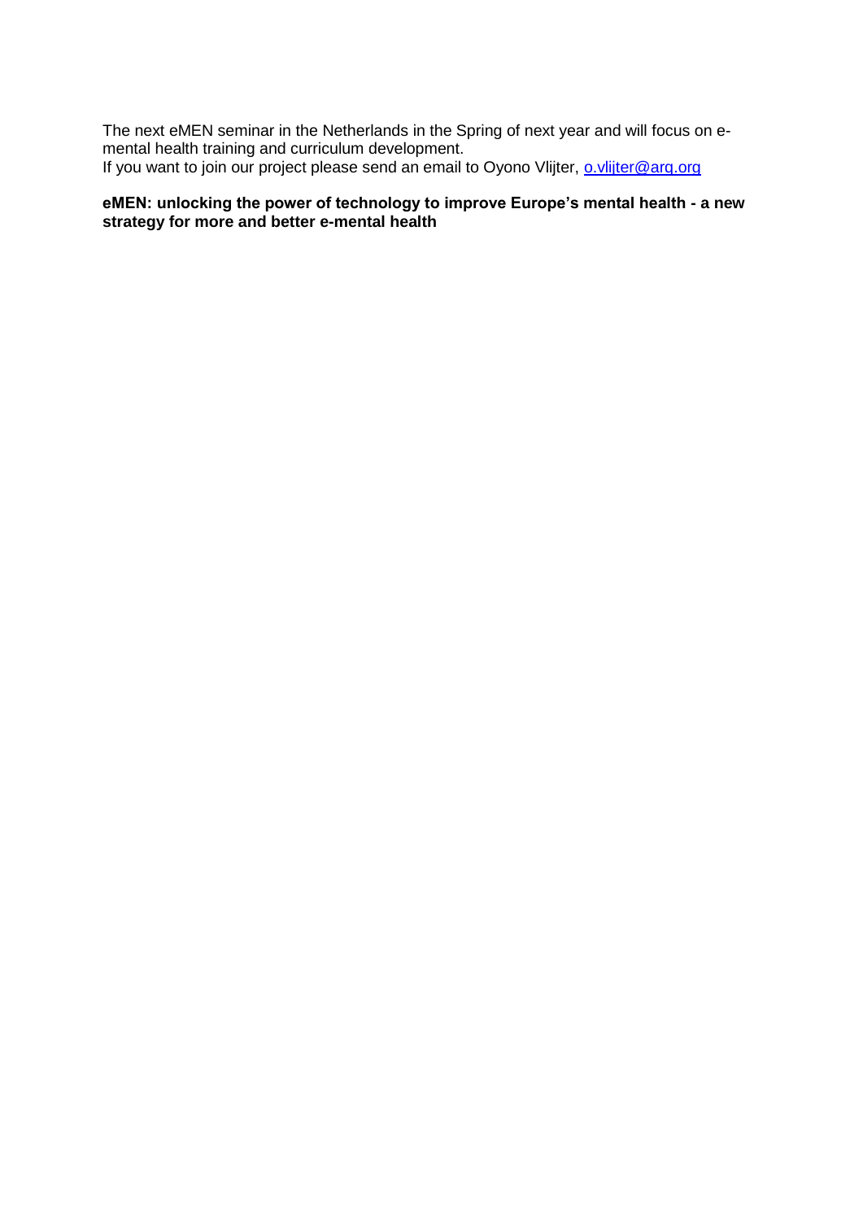The next eMEN seminar in the Netherlands in the Spring of next year and will focus on e-mental health training and curriculum development.
If you want to join our project please send an email to Oyono Vlijter, [o.vlijter@arq.org](mailto:o.vlijter@arq.org)

**eMEN: unlocking the power of technology to improve Europe's mental health - a new strategy for more and better e-mental health**